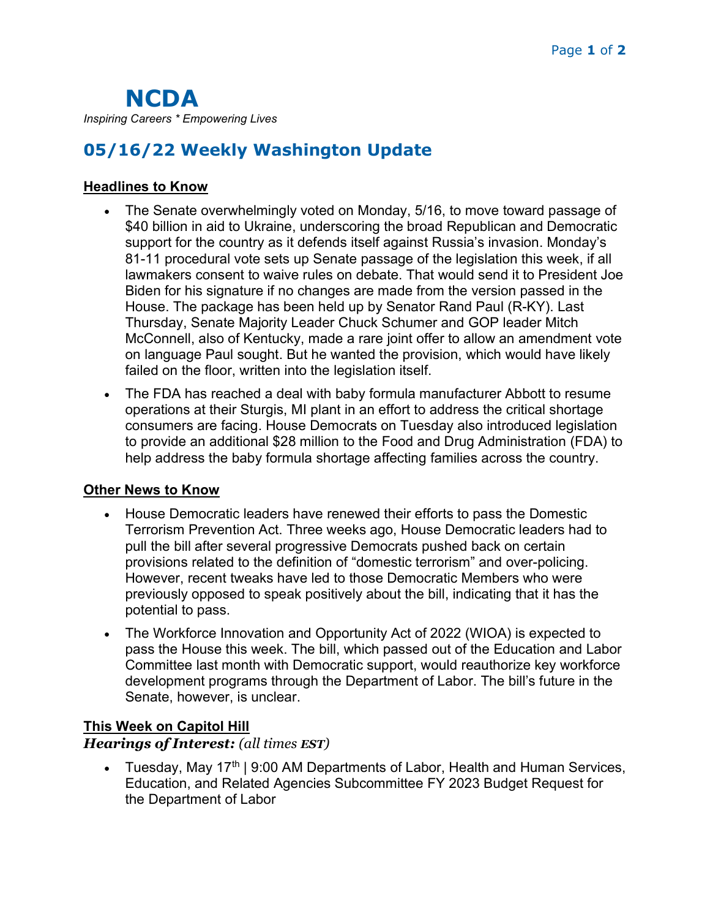# NCDA

*Inspiring Careers * Empowering Lives*

## 05/16/22 Weekly Washington Update

### Headlines to Know

- The Senate overwhelmingly voted on Monday, 5/16, to move toward passage of $40 billion in aid to Ukraine, underscoring the broad Republican and Democratic support for the country as it defends itself against Russia's invasion. Monday's 81-11 procedural vote sets up Senate passage of the legislation this week, if all lawmakers consent to waive rules on debate. That would send it to President Joe Biden for his signature if no changes are made from the version passed in the House. The package has been held up by Senator Rand Paul (R-KY). Last Thursday, Senate Majority Leader Chuck Schumer and GOP leader Mitch McConnell, also of Kentucky, made a rare joint offer to allow an amendment vote on language Paul sought. But he wanted the provision, which would have likely failed on the floor, written into the legislation itself.
- The FDA has reached a deal with baby formula manufacturer Abbott to resume operations at their Sturgis, MI plant in an effort to address the critical shortage consumers are facing. House Democrats on Tuesday also introduced legislation to provide an additional $28 million to the Food and Drug Administration (FDA) to help address the baby formula shortage affecting families across the country.

### Other News to Know

- House Democratic leaders have renewed their efforts to pass the Domestic Terrorism Prevention Act. Three weeks ago, House Democratic leaders had to pull the bill after several progressive Democrats pushed back on certain provisions related to the definition of "domestic terrorism" and over-policing. However, recent tweaks have led to those Democratic Members who were previously opposed to speak positively about the bill, indicating that it has the potential to pass.
- The Workforce Innovation and Opportunity Act of 2022 (WIOA) is expected to pass the House this week. The bill, which passed out of the Education and Labor Committee last month with Democratic support, would reauthorize key workforce development programs through the Department of Labor. The bill's future in the Senate, however, is unclear.

### This Week on Capitol Hill

***Hearings of Interest:*** *(all times **EST**)*

- Tuesday, May 17th | 9:00 AM Departments of Labor, Health and Human Services, Education, and Related Agencies Subcommittee FY 2023 Budget Request for the Department of Labor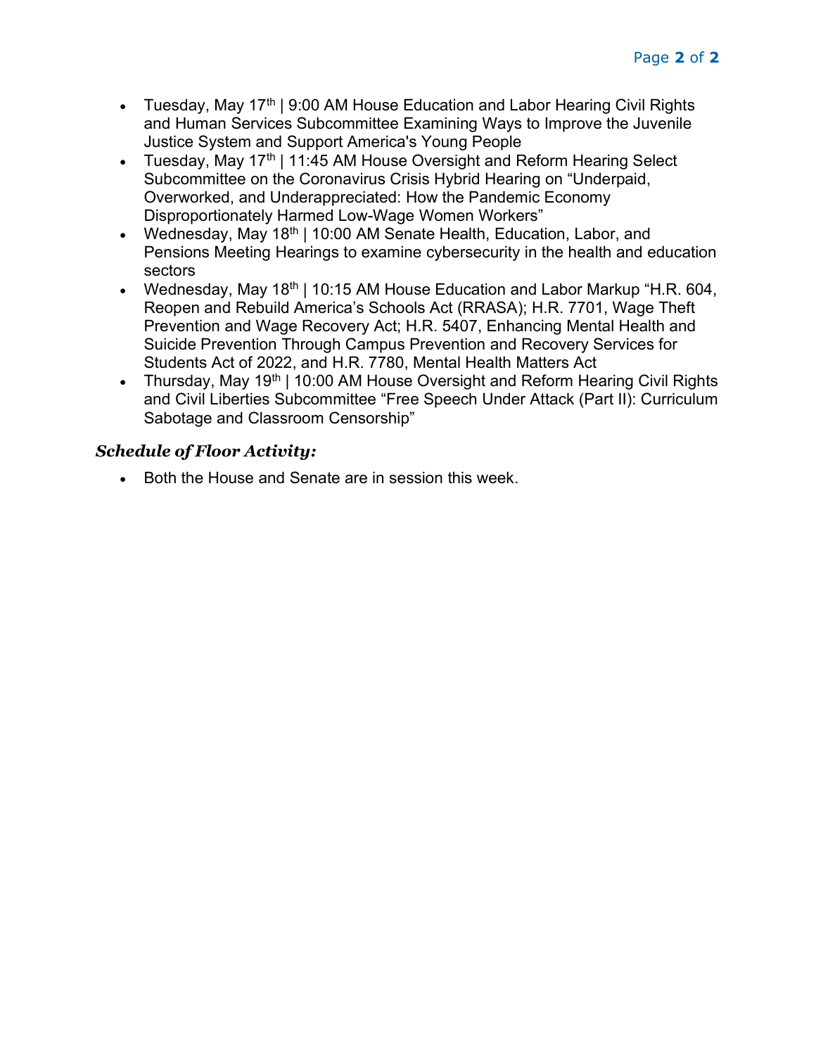- Tuesday, May 17th | 9:00 AM House Education and Labor Hearing Civil Rights and Human Services Subcommittee Examining Ways to Improve the Juvenile Justice System and Support America's Young People
- Tuesday, May 17th | 11:45 AM House Oversight and Reform Hearing Select Subcommittee on the Coronavirus Crisis Hybrid Hearing on "Underpaid, Overworked, and Underappreciated: How the Pandemic Economy Disproportionately Harmed Low-Wage Women Workers"
- Wednesday, May 18th | 10:00 AM Senate Health, Education, Labor, and Pensions Meeting Hearings to examine cybersecurity in the health and education sectors
- Wednesday, May 18th | 10:15 AM House Education and Labor Markup "H.R. 604, Reopen and Rebuild America's Schools Act (RRASA); H.R. 7701, Wage Theft Prevention and Wage Recovery Act; H.R. 5407, Enhancing Mental Health and Suicide Prevention Through Campus Prevention and Recovery Services for Students Act of 2022, and H.R. 7780, Mental Health Matters Act
- Thursday, May 19th | 10:00 AM House Oversight and Reform Hearing Civil Rights and Civil Liberties Subcommittee "Free Speech Under Attack (Part II): Curriculum Sabotage and Classroom Censorship"

### *Schedule of Floor Activity:*

- Both the House and Senate are in session this week.